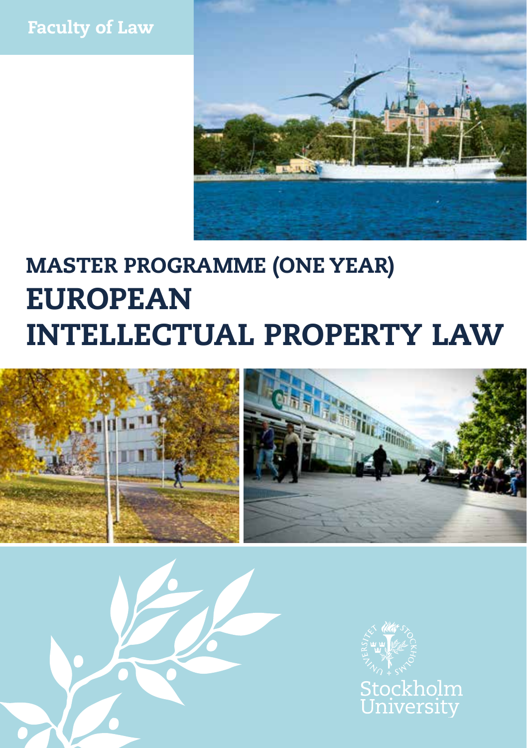Faculty of Law

# MASTER PROGRAMME (ONE YEAR)

# EUROPEAN INTELLECTUAL PROPERTY LAW

Stockholm University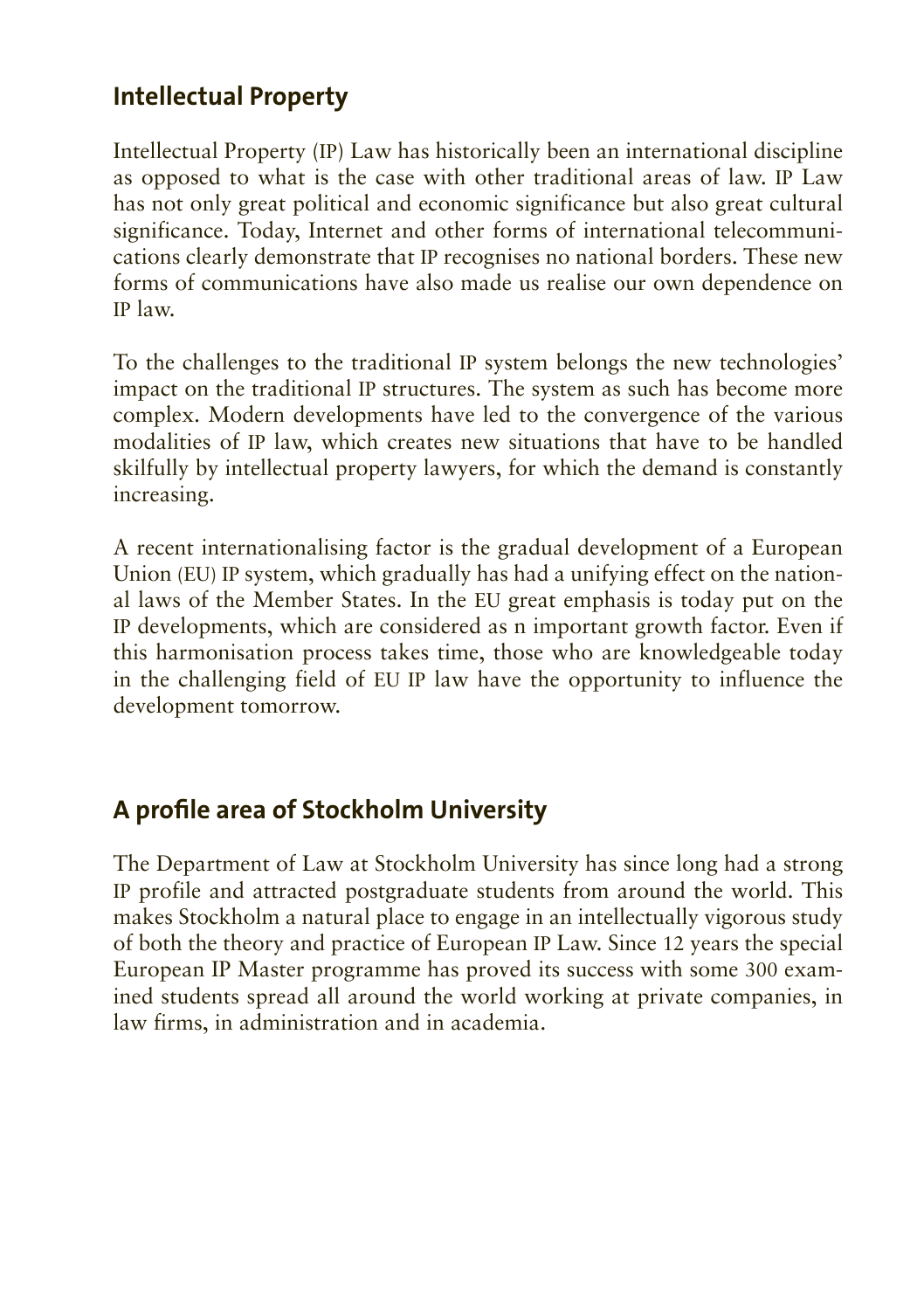## Intellectual Property

Intellectual Property (IP) Law has historically been an international discipline as opposed to what is the case with other traditional areas of law. IP Law has not only great political and economic significance but also great cultural significance. Today, Internet and other forms of international telecommunications clearly demonstrate that IP recognises no national borders. These new forms of communications have also made us realise our own dependence on IP law.

To the challenges to the traditional IP system belongs the new technologies' impact on the traditional IP structures. The system as such has become more complex. Modern developments have led to the convergence of the various modalities of IP law, which creates new situations that have to be handled skilfully by intellectual property lawyers, for which the demand is constantly increasing.

A recent internationalising factor is the gradual development of a European Union (EU) IP system, which gradually has had a unifying effect on the national laws of the Member States. In the EU great emphasis is today put on the IP developments, which are considered as n important growth factor. Even if this harmonisation process takes time, those who are knowledgeable today in the challenging field of EU IP law have the opportunity to influence the development tomorrow.

## A profile area of Stockholm University

The Department of Law at Stockholm University has since long had a strong IP profile and attracted postgraduate students from around the world. This makes Stockholm a natural place to engage in an intellectually vigorous study of both the theory and practice of European IP Law. Since 12 years the special European IP Master programme has proved its success with some 300 examined students spread all around the world working at private companies, in law firms, in administration and in academia.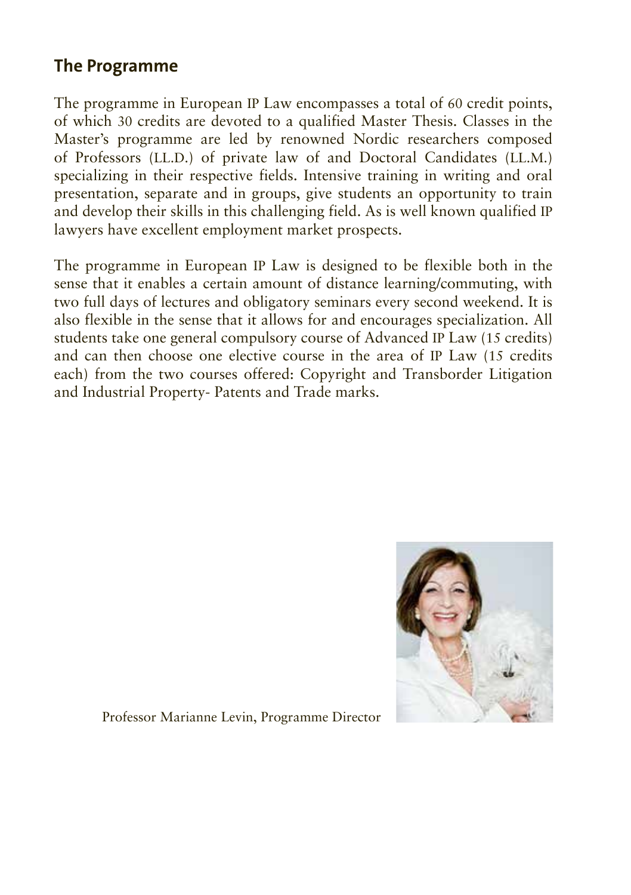## The Programme

The programme in European IP Law encompasses a total of 60 credit points, of which 30 credits are devoted to a qualified Master Thesis. Classes in the Master's programme are led by renowned Nordic researchers composed of Professors (LL.D.) of private law of and Doctoral Candidates (LL.M.) specializing in their respective fields. Intensive training in writing and oral presentation, separate and in groups, give students an opportunity to train and develop their skills in this challenging field. As is well known qualified IP lawyers have excellent employment market prospects.

The programme in European IP Law is designed to be flexible both in the sense that it enables a certain amount of distance learning/commuting, with two full days of lectures and obligatory seminars every second weekend. It is also flexible in the sense that it allows for and encourages specialization. All students take one general compulsory course of Advanced IP Law (15 credits) and can then choose one elective course in the area of IP Law (15 credits each) from the two courses offered: Copyright and Transborder Litigation and Industrial Property- Patents and Trade marks.

Professor Marianne Levin, Programme Director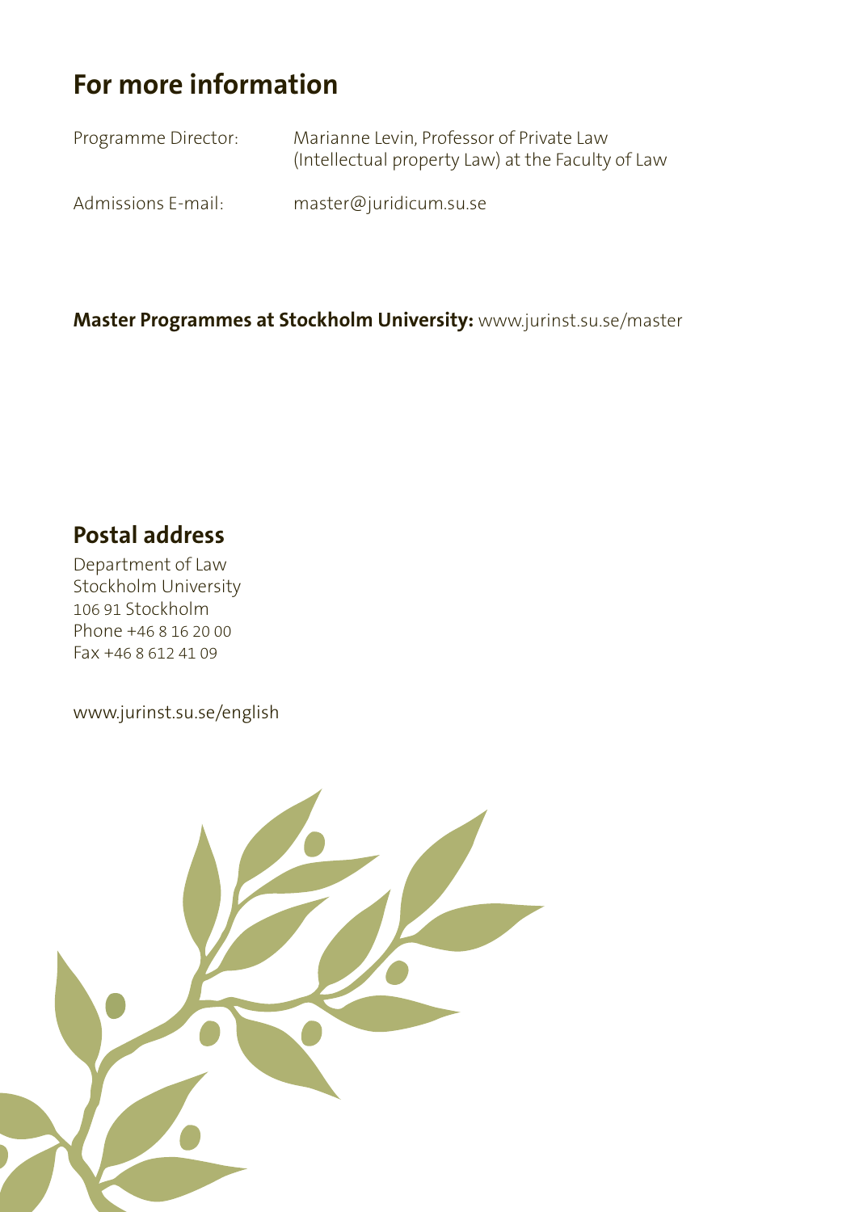## For more information

| | |
|---|---|
| Programme Director: | Marianne Levin, Professor of Private Law (Intellectual property Law) at the Faculty of Law |
| Admissions E-mail: | master@juridicum.su.se |

**Master Programmes at Stockholm University:** www.jurinst.su.se/master

## Postal address

Department of Law
Stockholm University
106 91 Stockholm
Phone +46 8 16 20 00
Fax +46 8 612 41 09

www.jurinst.su.se/english